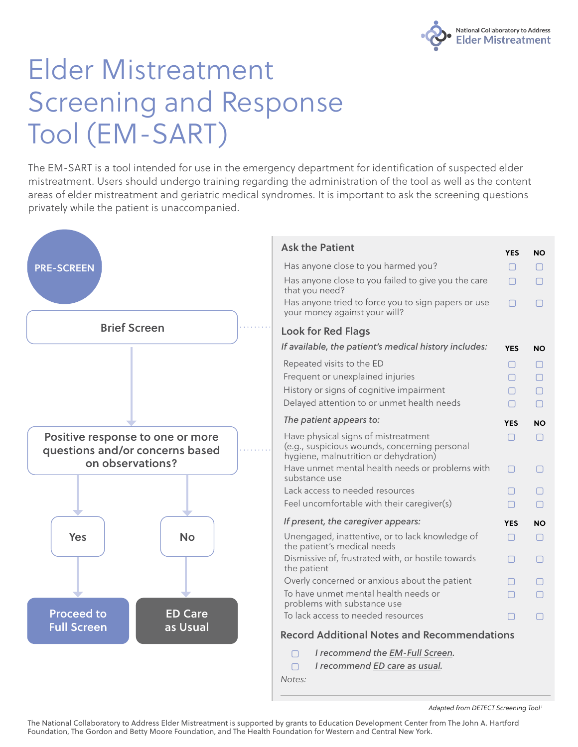National Collaboratory to Address **Elder Mistreatment**

# Elder Mistreatment Screening and Response Tool (EM-SART)

The EM-SART is a tool intended for use in the emergency department for identification of suspected elder mistreatment. Users should undergo training regarding the administration of the tool as well as the content areas of elder mistreatment and geriatric medical syndromes. It is important to ask the screening questions privately while the patient is unaccompanied.

**PRE-SCREEN**

**Brief Screen**

**Positive response to one or more questions and/or concerns based on observations?**

- **Yes** → **Proceed to Full Screen**
- **No** → **ED Care as Usual**

## Ask the Patient

| | YES | NO |
|---|---|---|
| Has anyone close to you harmed you? | ☐ | ☐ |
| Has anyone close to you failed to give you the care that you need? | ☐ | ☐ |
| Has anyone tried to force you to sign papers or use your money against your will? | ☐ | ☐ |

## Look for Red Flags

| *If available, the patient's medical history includes:* | YES | NO |
|---|---|---|
| Repeated visits to the ED | ☐ | ☐ |
| Frequent or unexplained injuries | ☐ | ☐ |
| History or signs of cognitive impairment | ☐ | ☐ |
| Delayed attention to or unmet health needs | ☐ | ☐ |

| *The patient appears to:* | YES | NO |
|---|---|---|
| Have physical signs of mistreatment (e.g., suspicious wounds, concerning personal hygiene, malnutrition or dehydration) | ☐ | ☐ |
| Have unmet mental health needs or problems with substance use | ☐ | ☐ |
| Lack access to needed resources | ☐ | ☐ |
| Feel uncomfortable with their caregiver(s) | ☐ | ☐ |

| *If present, the caregiver appears:* | YES | NO |
|---|---|---|
| Unengaged, inattentive, or to lack knowledge of the patient's medical needs | ☐ | ☐ |
| Dismissive of, frustrated with, or hostile towards the patient | ☐ | ☐ |
| Overly concerned or anxious about the patient | ☐ | ☐ |
| To have unmet mental health needs or problems with substance use | ☐ | ☐ |
| To lack access to needed resources | ☐ | ☐ |

## Record Additional Notes and Recommendations

☐ *I recommend the EM-Full Screen.*

☐ *I recommend ED care as usual.*

*Notes:* ______________________________

*Adapted from DETECT Screening Tool*[1]

The National Collaboratory to Address Elder Mistreatment is supported by grants to Education Development Center from The John A. Hartford Foundation, The Gordon and Betty Moore Foundation, and The Health Foundation for Western and Central New York.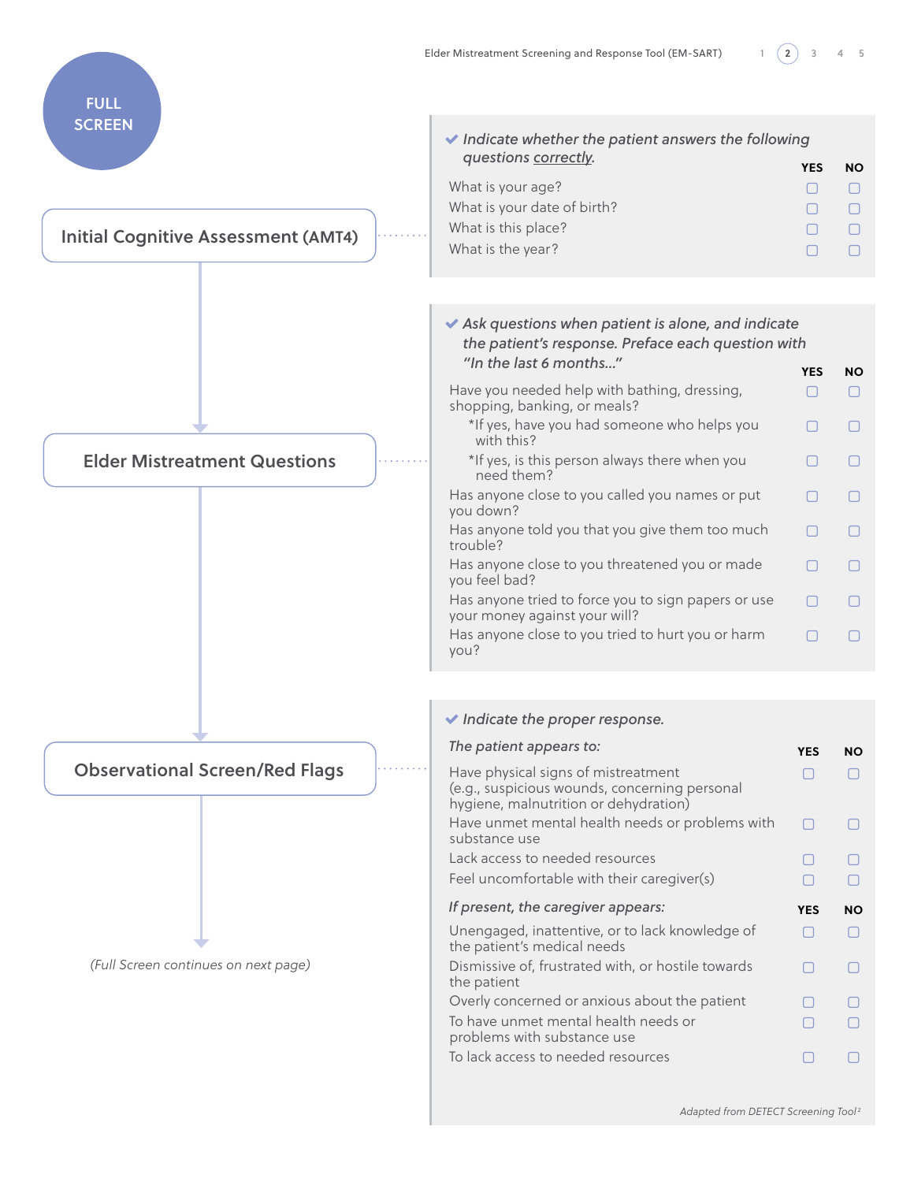# FULL SCREEN

## Initial Cognitive Assessment (AMT4)

*Indicate whether the patient answers the following questions correctly.*

| | YES | NO |
|---|---|---|
| What is your age? | ☐ | ☐ |
| What is your date of birth? | ☐ | ☐ |
| What is this place? | ☐ | ☐ |
| What is the year? | ☐ | ☐ |

## Elder Mistreatment Questions

*Ask questions when patient is alone, and indicate the patient's response. Preface each question with "In the last 6 months..."*

| | YES | NO |
|---|---|---|
| Have you needed help with bathing, dressing, shopping, banking, or meals? | ☐ | ☐ |
| *If yes, have you had someone who helps you with this? | ☐ | ☐ |
| *If yes, is this person always there when you need them? | ☐ | ☐ |
| Has anyone close to you called you names or put you down? | ☐ | ☐ |
| Has anyone told you that you give them too much trouble? | ☐ | ☐ |
| Has anyone close to you threatened you or made you feel bad? | ☐ | ☐ |
| Has anyone tried to force you to sign papers or use your money against your will? | ☐ | ☐ |
| Has anyone close to you tried to hurt you or harm you? | ☐ | ☐ |

## Observational Screen/Red Flags

*Indicate the proper response.*

| *The patient appears to:* | YES | NO |
|---|---|---|
| Have physical signs of mistreatment (e.g., suspicious wounds, concerning personal hygiene, malnutrition or dehydration) | ☐ | ☐ |
| Have unmet mental health needs or problems with substance use | ☐ | ☐ |
| Lack access to needed resources | ☐ | ☐ |
| Feel uncomfortable with their caregiver(s) | ☐ | ☐ |

| *If present, the caregiver appears:* | YES | NO |
|---|---|---|
| Unengaged, inattentive, or to lack knowledge of the patient's medical needs | ☐ | ☐ |
| Dismissive of, frustrated with, or hostile towards the patient | ☐ | ☐ |
| Overly concerned or anxious about the patient | ☐ | ☐ |
| To have unmet mental health needs or problems with substance use | ☐ | ☐ |
| To lack access to needed resources | ☐ | ☐ |

*Adapted from DETECT Screening Tool[2]*

*(Full Screen continues on next page)*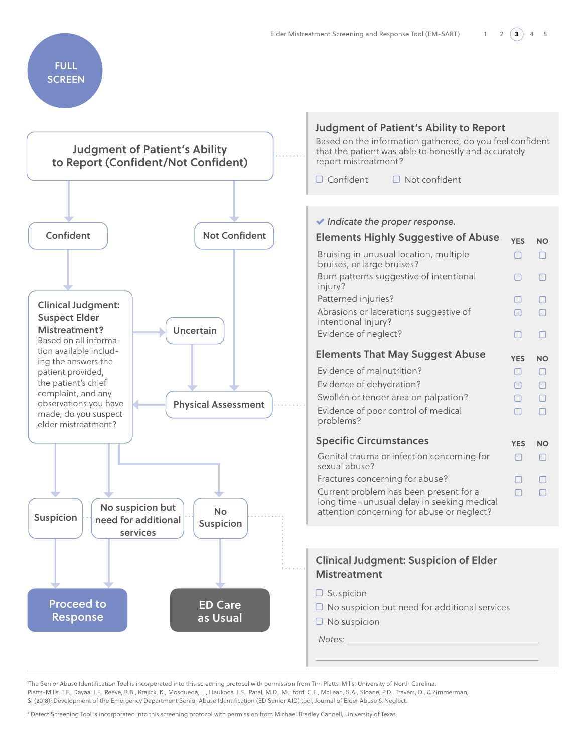# FULL SCREEN

**Judgment of Patient's Ability to Report (Confident/Not Confident)**

- Confident → Clinical Judgment: Suspect Elder Mistreatment?
- Not Confident → Physical Assessment

**Clinical Judgment: Suspect Elder Mistreatment?** Based on all information available including the answers the patient provided, the patient's chief complaint, and any observations you have made, do you suspect elder mistreatment?

- Uncertain → Physical Assessment → Clinical Judgment: Suspect Elder Mistreatment?
- Suspicion → **Proceed to Response**
- No suspicion but need for additional services → **Proceed to Response**
- No Suspicion → **ED Care as Usual**

## Judgment of Patient's Ability to Report

Based on the information gathered, do you feel confident that the patient was able to honestly and accurately report mistreatment?

☐ Confident ☐ Not confident

✔ *Indicate the proper response.*

| Elements Highly Suggestive of Abuse | YES | NO |
|---|---|---|
| Bruising in unusual location, multiple bruises, or large bruises? | ☐ | ☐ |
| Burn patterns suggestive of intentional injury? | ☐ | ☐ |
| Patterned injuries? | ☐ | ☐ |
| Abrasions or lacerations suggestive of intentional injury? | ☐ | ☐ |
| Evidence of neglect? | ☐ | ☐ |

| Elements That May Suggest Abuse | YES | NO |
|---|---|---|
| Evidence of malnutrition? | ☐ | ☐ |
| Evidence of dehydration? | ☐ | ☐ |
| Swollen or tender area on palpation? | ☐ | ☐ |
| Evidence of poor control of medical problems? | ☐ | ☐ |

| Specific Circumstances | YES | NO |
|---|---|---|
| Genital trauma or infection concerning for sexual abuse? | ☐ | ☐ |
| Fractures concerning for abuse? | ☐ | ☐ |
| Current problem has been present for a long time–unusual delay in seeking medical attention concerning for abuse or neglect? | ☐ | ☐ |

## Clinical Judgment: Suspicion of Elder Mistreatment

☐ Suspicion

☐ No suspicion but need for additional services

☐ No suspicion

*Notes:* ______________________________

[1]The Senior Abuse Identification Tool is incorporated into this screening protocol with permission from Tim Platts-Mills, University of North Carolina. Platts-Mills, T.F., Dayaa, J.F., Reeve, B.B., Krajick, K., Mosqueda, L., Haukoos, J.S., Patel, M.D., Mulford, C.F., McLean, S.A., Sloane, P.D., Travers, D., & Zimmerman, S. (2018); Development of the Emergency Department Senior Abuse Identification (ED Senior AID) tool, Journal of Elder Abuse & Neglect.

[2] Detect Screening Tool is incorporated into this screening protocol with permission from Michael Bradley Cannell, University of Texas.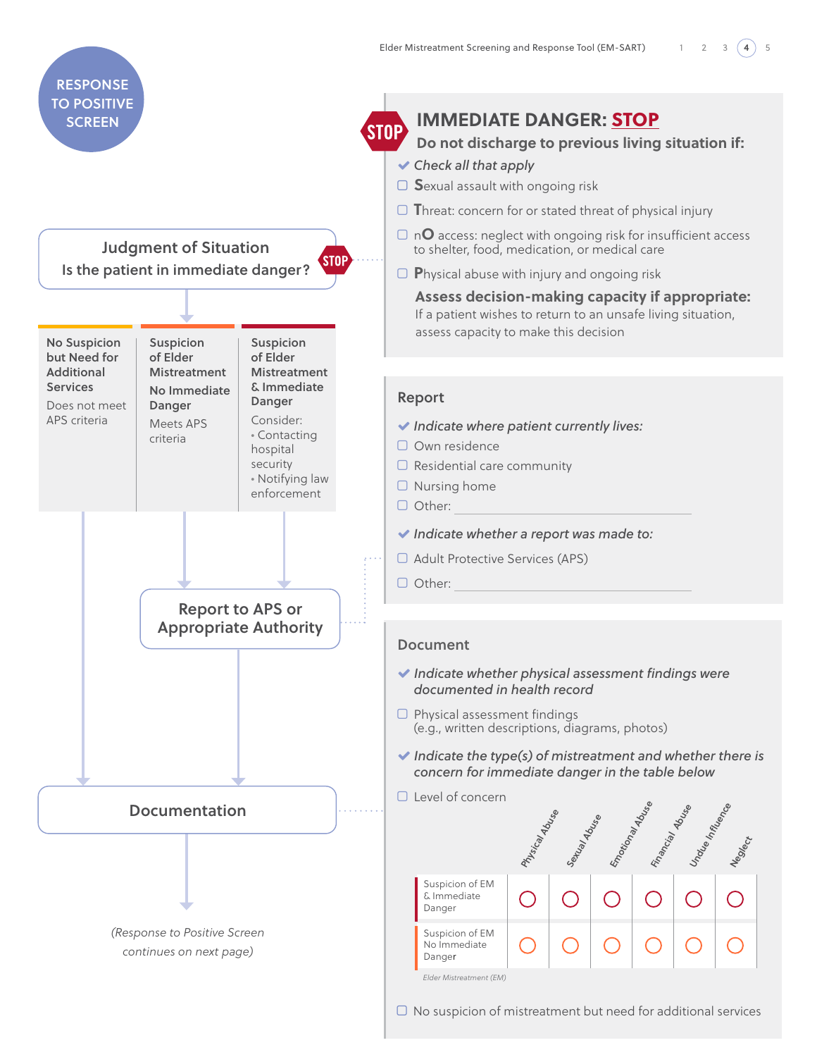# RESPONSE TO POSITIVE SCREEN

## Judgment of Situation

Is the patient in immediate danger? STOP

| No Suspicion but Need for Additional Services | Suspicion of Elder Mistreatment No Immediate Danger | Suspicion of Elder Mistreatment & Immediate Danger |
|---|---|---|
| Does not meet APS criteria | Meets APS criteria | Consider: • Contacting hospital security • Notifying law enforcement |

**Report to APS or Appropriate Authority**

**Documentation**

*(Response to Positive Screen continues on next page)*

## IMMEDIATE DANGER: STOP

**Do not discharge to previous living situation if:**

*Check all that apply*

- ☐ **S**exual assault with ongoing risk
- ☐ **T**hreat: concern for or stated threat of physical injury
- ☐ n**O** access: neglect with ongoing risk for insufficient access to shelter, food, medication, or medical care
- ☐ **P**hysical abuse with injury and ongoing risk

**Assess decision-making capacity if appropriate:**
If a patient wishes to return to an unsafe living situation, assess capacity to make this decision

## Report

*Indicate where patient currently lives:*

- ☐ Own residence
- ☐ Residential care community
- ☐ Nursing home
- ☐ Other: ______________________

*Indicate whether a report was made to:*

- ☐ Adult Protective Services (APS)
- ☐ Other: ______________________

## Document

*Indicate whether physical assessment findings were documented in health record*

- ☐ Physical assessment findings (e.g., written descriptions, diagrams, photos)

*Indicate the type(s) of mistreatment and whether there is concern for immediate danger in the table below*

- ☐ Level of concern

| | Physical Abuse | Sexual Abuse | Emotional Abuse | Financial Abuse | Undue Influence | Neglect |
|---|---|---|---|---|---|---|
| Suspicion of EM & Immediate Danger | ○ | ○ | ○ | ○ | ○ | ○ |
| Suspicion of EM No Immediate Danger | ○ | ○ | ○ | ○ | ○ | ○ |

*Elder Mistreatment (EM)*

- ☐ No suspicion of mistreatment but need for additional services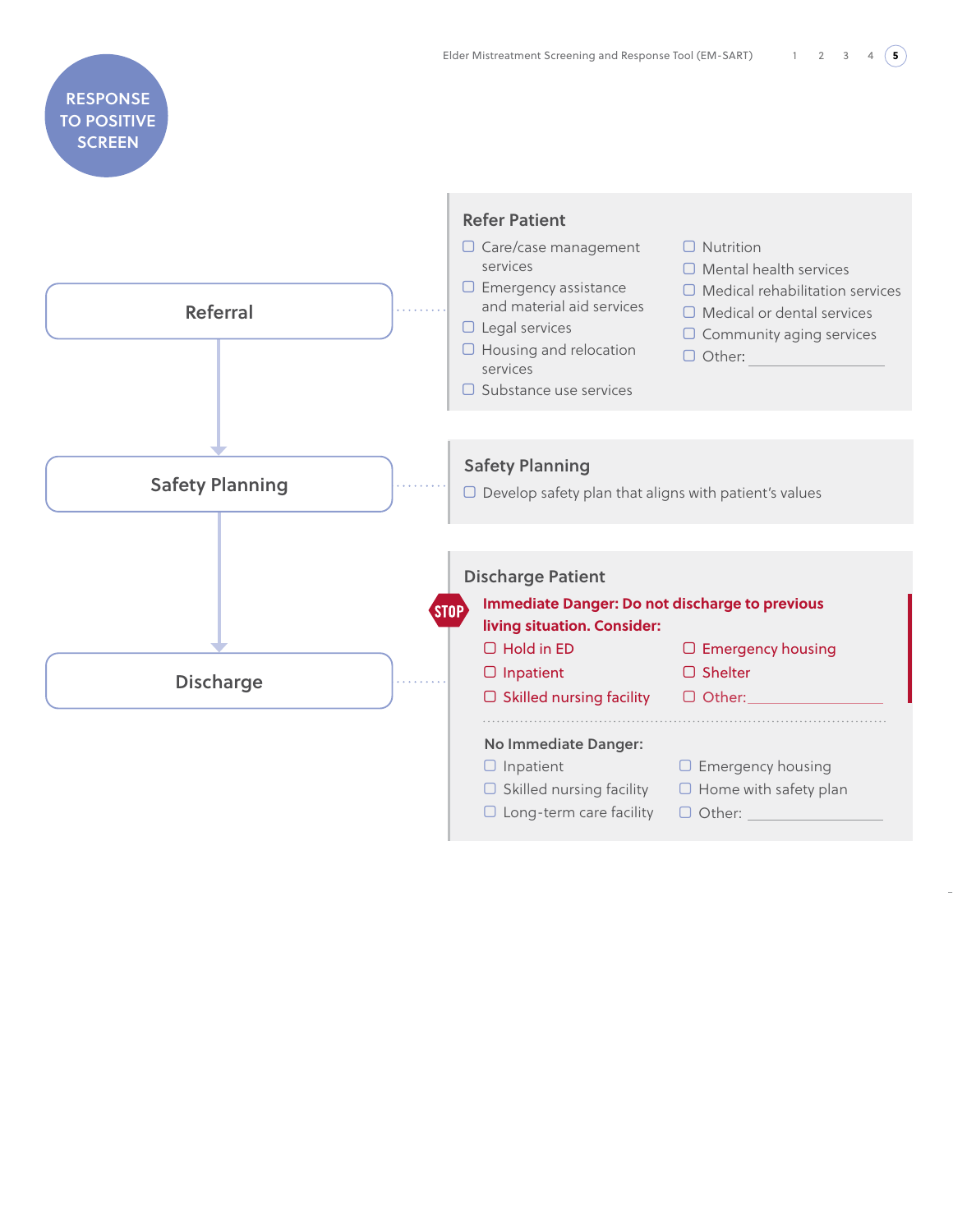# RESPONSE TO POSITIVE SCREEN

**Referral** → **Safety Planning** → **Discharge**

## Refer Patient

- ☐ Care/case management services
- ☐ Emergency assistance and material aid services
- ☐ Legal services
- ☐ Housing and relocation services
- ☐ Substance use services
- ☐ Nutrition
- ☐ Mental health services
- ☐ Medical rehabilitation services
- ☐ Medical or dental services
- ☐ Community aging services
- ☐ Other: ______________

## Safety Planning

- ☐ Develop safety plan that aligns with patient's values

## Discharge Patient

STOP

**Immediate Danger: Do not discharge to previous living situation. Consider:**

- ☐ Hold in ED
- ☐ Inpatient
- ☐ Skilled nursing facility
- ☐ Emergency housing
- ☐ Shelter
- ☐ Other: ______________

**No Immediate Danger:**

- ☐ Inpatient
- ☐ Skilled nursing facility
- ☐ Long-term care facility
- ☐ Emergency housing
- ☐ Home with safety plan
- ☐ Other: ______________